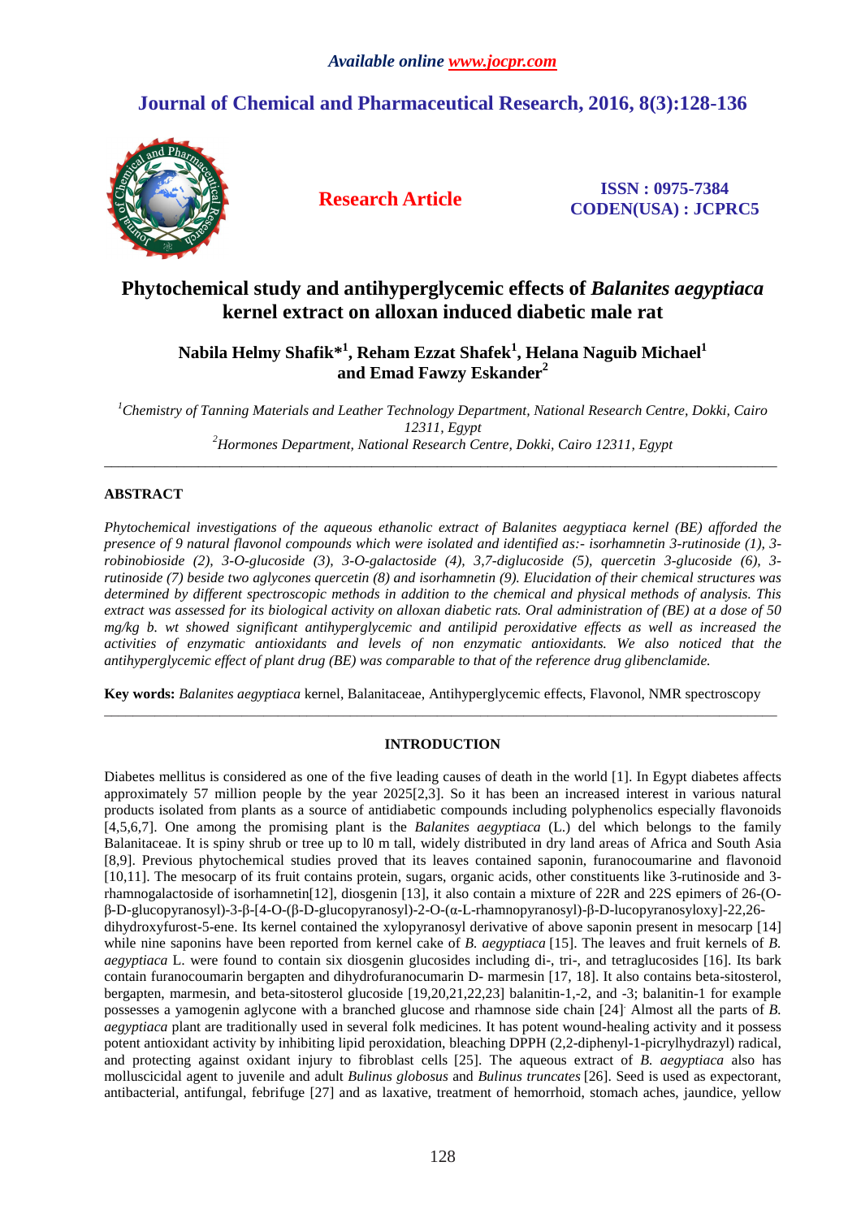# Phytochemical study and antihyperglycemic effects of *Balanites aegyptiaca* kernel extract on alloxan induced diabetic male rat

**Nabila Helmy Shafik*[1], Reham Ezzat Shafek[1], Helana Naguib Michael[1] and Emad Fawzy Eskander[2]**

*[1]Chemistry of Tanning Materials and Leather Technology Department, National Research Centre, Dokki, Cairo 12311, Egypt*
*[2]Hormones Department, National Research Centre, Dokki, Cairo 12311, Egypt*

---

## ABSTRACT

*Phytochemical investigations of the aqueous ethanolic extract of Balanites aegyptiaca kernel (BE) afforded the presence of 9 natural flavonol compounds which were isolated and identified as:- isorhamnetin 3-rutinoside (1), 3-robinobioside (2), 3-O-glucoside (3), 3-O-galactoside (4), 3,7-diglucoside (5), quercetin 3-glucoside (6), 3-rutinoside (7) beside two aglycones quercetin (8) and isorhamnetin (9). Elucidation of their chemical structures was determined by different spectroscopic methods in addition to the chemical and physical methods of analysis. This extract was assessed for its biological activity on alloxan diabetic rats. Oral administration of (BE) at a dose of 50 mg/kg b. wt showed significant antihyperglycemic and antilipid peroxidative effects as well as increased the activities of enzymatic antioxidants and levels of non enzymatic antioxidants. We also noticed that the antihyperglycemic effect of plant drug (BE) was comparable to that of the reference drug glibenclamide.*

**Key words:** *Balanites aegyptiaca* kernel, Balanitaceae, Antihyperglycemic effects, Flavonol, NMR spectroscopy

---

## INTRODUCTION

Diabetes mellitus is considered as one of the five leading causes of death in the world [1]. In Egypt diabetes affects approximately 57 million people by the year 2025[2,3]. So it has been an increased interest in various natural products isolated from plants as a source of antidiabetic compounds including polyphenolics especially flavonoids [4,5,6,7]. One among the promising plant is the *Balanites aegyptiaca* (L.) del which belongs to the family Balanitaceae. It is spiny shrub or tree up to l0 m tall, widely distributed in dry land areas of Africa and South Asia [8,9]. Previous phytochemical studies proved that its leaves contained saponin, furanocoumarine and flavonoid [10,11]. The mesocarp of its fruit contains protein, sugars, organic acids, other constituents like 3-rutinoside and 3-rhamnogalactoside of isorhamnetin[12], diosgenin [13], it also contain a mixture of 22R and 22S epimers of 26-(O-β-D-glucopyranosyl)-3-β-[4-O-(β-D-glucopyranosyl)-2-O-(α-L-rhamnopyranosyl)-β-D-lucopyranosyloxy]-22,26-dihydroxyfurost-5-ene. Its kernel contained the xylopyranosyl derivative of above saponin present in mesocarp [14] while nine saponins have been reported from kernel cake of *B. aegyptiaca* [15]. The leaves and fruit kernels of *B. aegyptiaca* L. were found to contain six diosgenin glucosides including di-, tri-, and tetraglucosides [16]. Its bark contain furanocoumarin bergapten and dihydrofuranocumarin D- marmesin [17, 18]. It also contains beta-sitosterol, bergapten, marmesin, and beta-sitosterol glucoside [19,20,21,22,23] balanitin-1,-2, and -3; balanitin-1 for example possesses a yamogenin aglycone with a branched glucose and rhamnose side chain [24]. Almost all the parts of *B. aegyptiaca* plant are traditionally used in several folk medicines. It has potent wound-healing activity and it possess potent antioxidant activity by inhibiting lipid peroxidation, bleaching DPPH (2,2-diphenyl-1-picrylhydrazyl) radical, and protecting against oxidant injury to fibroblast cells [25]. The aqueous extract of *B. aegyptiaca* also has molluscicidal agent to juvenile and adult *Bulinus globosus* and *Bulinus truncates* [26]. Seed is used as expectorant, antibacterial, antifungal, febrifuge [27] and as laxative, treatment of hemorrhoid, stomach aches, jaundice, yellow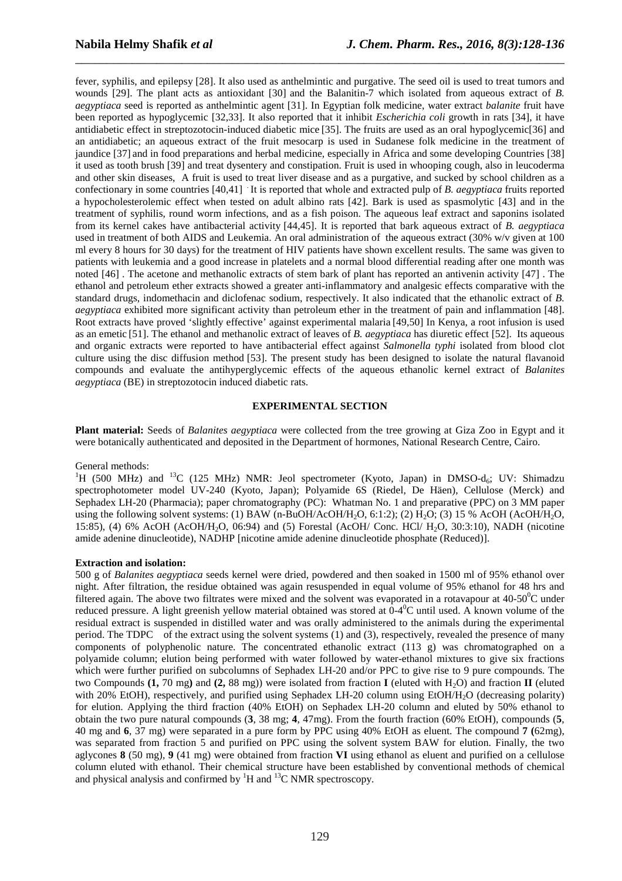fever, syphilis, and epilepsy [28]. It also used as anthelmintic and purgative. The seed oil is used to treat tumors and wounds [29]. The plant acts as antioxidant [30] and the Balanitin-7 which isolated from aqueous extract of *B. aegyptiaca* seed is reported as anthelmintic agent [31]. In Egyptian folk medicine, water extract *balanite* fruit have been reported as hypoglycemic [32,33]. It also reported that it inhibit *Escherichia coli* growth in rats [34], it have antidiabetic effect in streptozotocin-induced diabetic mice [35]. The fruits are used as an oral hypoglycemic[36] and an antidiabetic; an aqueous extract of the fruit mesocarp is used in Sudanese folk medicine in the treatment of jaundice [37] and in food preparations and herbal medicine, especially in Africa and some developing Countries [38] it used as tooth brush [39] and treat dysentery and constipation. Fruit is used in whooping cough, also in leucoderma and other skin diseases, A fruit is used to treat liver disease and as a purgative, and sucked by school children as a confectionary in some countries [40,41] . It is reported that whole and extracted pulp of *B. aegyptiaca* fruits reported a hypocholesterolemic effect when tested on adult albino rats [42]. Bark is used as spasmolytic [43] and in the treatment of syphilis, round worm infections, and as a fish poison. The aqueous leaf extract and saponins isolated from its kernel cakes have antibacterial activity [44,45]. It is reported that bark aqueous extract of *B. aegyptiaca* used in treatment of both AIDS and Leukemia. An oral administration of the aqueous extract (30% w/v given at 100 ml every 8 hours for 30 days) for the treatment of HIV patients have shown excellent results. The same was given to patients with leukemia and a good increase in platelets and a normal blood differential reading after one month was noted [46] . The acetone and methanolic extracts of stem bark of plant has reported an antivenin activity [47] . The ethanol and petroleum ether extracts showed a greater anti-inflammatory and analgesic effects comparative with the standard drugs, indomethacin and diclofenac sodium, respectively. It also indicated that the ethanolic extract of *B. aegyptiaca* exhibited more significant activity than petroleum ether in the treatment of pain and inflammation [48]. Root extracts have proved 'slightly effective' against experimental malaria [49,50] In Kenya, a root infusion is used as an emetic [51]. The ethanol and methanolic extract of leaves of *B. aegyptiaca* has diuretic effect [52]. Its aqueous and organic extracts were reported to have antibacterial effect against *Salmonella typhi* isolated from blood clot culture using the disc diffusion method [53]. The present study has been designed to isolate the natural flavanoid compounds and evaluate the antihyperglycemic effects of the aqueous ethanolic kernel extract of *Balanites aegyptiaca* (BE) in streptozotocin induced diabetic rats.

## EXPERIMENTAL SECTION

**Plant material:** Seeds of *Balanites aegyptiaca* were collected from the tree growing at Giza Zoo in Egypt and it were botanically authenticated and deposited in the Department of hormones, National Research Centre, Cairo.

General methods:

$^1$H (500 MHz) and $^{13}$C (125 MHz) NMR: Jeol spectrometer (Kyoto, Japan) in DMSO-$d_6$; UV: Shimadzu spectrophotometer model UV-240 (Kyoto, Japan); Polyamide 6S (Riedel, De Häen), Cellulose (Merck) and Sephadex LH-20 (Pharmacia); paper chromatography (PC): Whatman No. 1 and preparative (PPC) on 3 MM paper using the following solvent systems: (1) BAW (n-BuOH/AcOH/$H_2O$, 6:1:2); (2) $H_2O$; (3) 15 % AcOH (AcOH/$H_2O$, 15:85), (4) 6% AcOH (AcOH/$H_2O$, 06:94) and (5) Forestal (AcOH/ Conc. HCl/ $H_2O$, 30:3:10), NADH (nicotine amide adenine dinucleotide), NADHP [nicotine amide adenine dinucleotide phosphate (Reduced)].

**Extraction and isolation:**

500 g of *Balanites aegyptiaca* seeds kernel were dried, powdered and then soaked in 1500 ml of 95% ethanol over night. After filtration, the residue obtained was again resuspended in equal volume of 95% ethanol for 48 hrs and filtered again. The above two filtrates were mixed and the solvent was evaporated in a rotavapour at 40-50$^0$C under reduced pressure. A light greenish yellow material obtained was stored at 0-4$^0$C until used. A known volume of the residual extract is suspended in distilled water and was orally administered to the animals during the experimental period. The TDPC of the extract using the solvent systems (1) and (3), respectively, revealed the presence of many components of polyphenolic nature. The concentrated ethanolic extract (113 g) was chromatographed on a polyamide column; elution being performed with water followed by water-ethanol mixtures to give six fractions which were further purified on subcolumns of Sephadex LH-20 and/or PPC to give rise to 9 pure compounds. The two Compounds **(1,** 70 mg**)** and **(2,** 88 mg)) were isolated from fraction **I** (eluted with $H_2O$) and fraction **II** (eluted with 20% EtOH), respectively, and purified using Sephadex LH-20 column using EtOH/$H_2O$ (decreasing polarity) for elution. Applying the third fraction (40% EtOH) on Sephadex LH-20 column and eluted by 50% ethanol to obtain the two pure natural compounds (**3**, 38 mg; **4**, 47mg). From the fourth fraction (60% EtOH), compounds (**5**, 40 mg and **6**, 37 mg) were separated in a pure form by PPC using 40% EtOH as eluent. The compound **7 (**62mg), was separated from fraction 5 and purified on PPC using the solvent system BAW for elution. Finally, the two aglycones **8** (50 mg), **9** (41 mg) were obtained from fraction **VI** using ethanol as eluent and purified on a cellulose column eluted with ethanol. Their chemical structure have been established by conventional methods of chemical and physical analysis and confirmed by $^1$H and $^{13}$C NMR spectroscopy.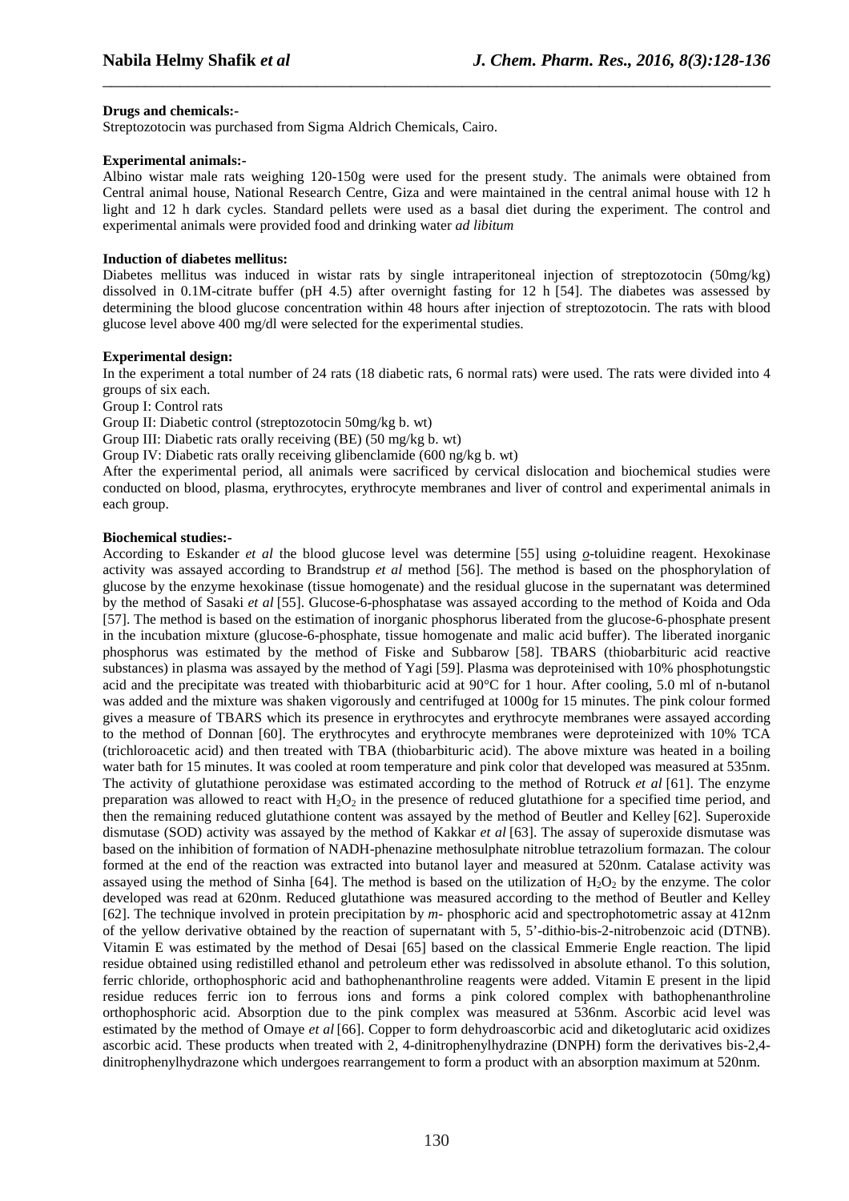**Drugs and chemicals:-**
Streptozotocin was purchased from Sigma Aldrich Chemicals, Cairo.

**Experimental animals:-**
Albino wistar male rats weighing 120-150g were used for the present study. The animals were obtained from Central animal house, National Research Centre, Giza and were maintained in the central animal house with 12 h light and 12 h dark cycles. Standard pellets were used as a basal diet during the experiment. The control and experimental animals were provided food and drinking water *ad libitum*

**Induction of diabetes mellitus:**
Diabetes mellitus was induced in wistar rats by single intraperitoneal injection of streptozotocin (50mg/kg) dissolved in 0.1M-citrate buffer (pH 4.5) after overnight fasting for 12 h [54]. The diabetes was assessed by determining the blood glucose concentration within 48 hours after injection of streptozotocin. The rats with blood glucose level above 400 mg/dl were selected for the experimental studies.

**Experimental design:**
In the experiment a total number of 24 rats (18 diabetic rats, 6 normal rats) were used. The rats were divided into 4 groups of six each.

Group I: Control rats

Group II: Diabetic control (streptozotocin 50mg/kg b. wt)

Group III: Diabetic rats orally receiving (BE) (50 mg/kg b. wt)

Group IV: Diabetic rats orally receiving glibenclamide (600 ng/kg b. wt)

After the experimental period, all animals were sacrificed by cervical dislocation and biochemical studies were conducted on blood, plasma, erythrocytes, erythrocyte membranes and liver of control and experimental animals in each group.

**Biochemical studies:-**
According to Eskander *et al* the blood glucose level was determine [55] using *o*-toluidine reagent. Hexokinase activity was assayed according to Brandstrup *et al* method [56]. The method is based on the phosphorylation of glucose by the enzyme hexokinase (tissue homogenate) and the residual glucose in the supernatant was determined by the method of Sasaki *et al* [55]. Glucose-6-phosphatase was assayed according to the method of Koida and Oda [57]. The method is based on the estimation of inorganic phosphorus liberated from the glucose-6-phosphate present in the incubation mixture (glucose-6-phosphate, tissue homogenate and malic acid buffer). The liberated inorganic phosphorus was estimated by the method of Fiske and Subbarow [58]. TBARS (thiobarbituric acid reactive substances) in plasma was assayed by the method of Yagi [59]. Plasma was deproteinised with 10% phosphotungstic acid and the precipitate was treated with thiobarbituric acid at 90°C for 1 hour. After cooling, 5.0 ml of n-butanol was added and the mixture was shaken vigorously and centrifuged at 1000g for 15 minutes. The pink colour formed gives a measure of TBARS which its presence in erythrocytes and erythrocyte membranes were assayed according to the method of Donnan [60]. The erythrocytes and erythrocyte membranes were deproteinized with 10% TCA (trichloroacetic acid) and then treated with TBA (thiobarbituric acid). The above mixture was heated in a boiling water bath for 15 minutes. It was cooled at room temperature and pink color that developed was measured at 535nm. The activity of glutathione peroxidase was estimated according to the method of Rotruck *et al* [61]. The enzyme preparation was allowed to react with $H_2O_2$ in the presence of reduced glutathione for a specified time period, and then the remaining reduced glutathione content was assayed by the method of Beutler and Kelley [62]. Superoxide dismutase (SOD) activity was assayed by the method of Kakkar *et al* [63]. The assay of superoxide dismutase was based on the inhibition of formation of NADH-phenazine methosulphate nitroblue tetrazolium formazan. The colour formed at the end of the reaction was extracted into butanol layer and measured at 520nm. Catalase activity was assayed using the method of Sinha [64]. The method is based on the utilization of $H_2O_2$ by the enzyme. The color developed was read at 620nm. Reduced glutathione was measured according to the method of Beutler and Kelley [62]. The technique involved in protein precipitation by *m*- phosphoric acid and spectrophotometric assay at 412nm of the yellow derivative obtained by the reaction of supernatant with 5, 5'-dithio-bis-2-nitrobenzoic acid (DTNB). Vitamin E was estimated by the method of Desai [65] based on the classical Emmerie Engle reaction. The lipid residue obtained using redistilled ethanol and petroleum ether was redissolved in absolute ethanol. To this solution, ferric chloride, orthophosphoric acid and bathophenanthroline reagents were added. Vitamin E present in the lipid residue reduces ferric ion to ferrous ions and forms a pink colored complex with bathophenanthroline orthophosphoric acid. Absorption due to the pink complex was measured at 536nm. Ascorbic acid level was estimated by the method of Omaye *et al* [66]. Copper to form dehydroascorbic acid and diketoglutaric acid oxidizes ascorbic acid. These products when treated with 2, 4-dinitrophenylhydrazine (DNPH) form the derivatives bis-2,4-dinitrophenylhydrazone which undergoes rearrangement to form a product with an absorption maximum at 520nm.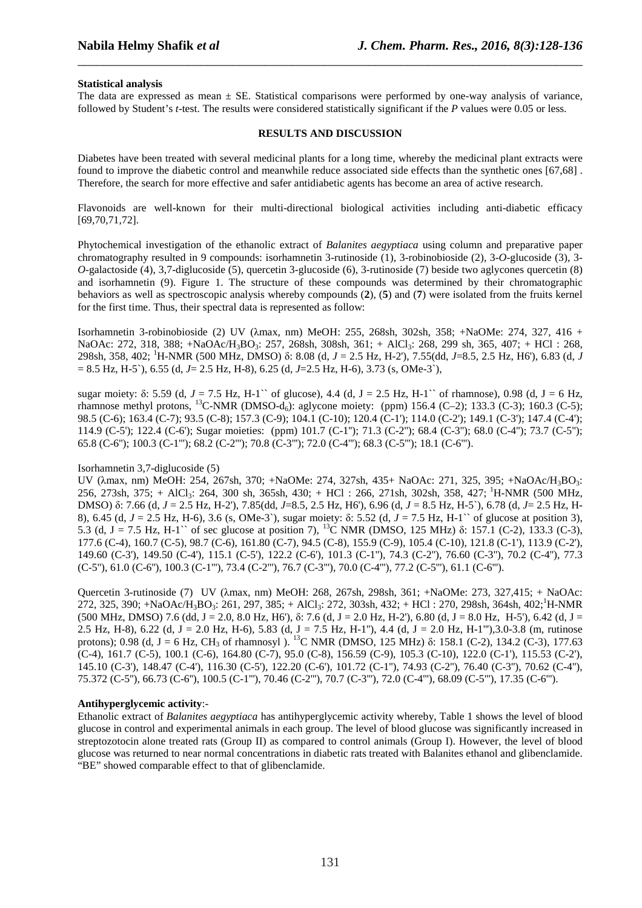**Statistical analysis**

The data are expressed as mean ± SE. Statistical comparisons were performed by one-way analysis of variance, followed by Student's *t*-test. The results were considered statistically significant if the *P* values were 0.05 or less.

## RESULTS AND DISCUSSION

Diabetes have been treated with several medicinal plants for a long time, whereby the medicinal plant extracts were found to improve the diabetic control and meanwhile reduce associated side effects than the synthetic ones [67,68] . Therefore, the search for more effective and safer antidiabetic agents has become an area of active research.

Flavonoids are well-known for their multi-directional biological activities including anti-diabetic efficacy [69,70,71,72].

Phytochemical investigation of the ethanolic extract of *Balanites aegyptiaca* using column and preparative paper chromatography resulted in 9 compounds: isorhamnetin 3-rutinoside (1), 3-robinobioside (2), 3-*O*-glucoside (3), 3-*O*-galactoside (4), 3,7-diglucoside (5), quercetin 3-glucoside (6), 3-rutinoside (7) beside two aglycones quercetin (8) and isorhamnetin (9). Figure 1. The structure of these compounds was determined by their chromatographic behaviors as well as spectroscopic analysis whereby compounds (**2**), (**5**) and (**7**) were isolated from the fruits kernel for the first time. Thus, their spectral data is represented as follow:

Isorhamnetin 3-robinobioside (2) UV (λmax, nm) MeOH: 255, 268sh, 302sh, 358; +NaOMe: 274, 327, 416 + NaOAc: 272, 318, 388; +NaOAc/$H_3BO_3$: 257, 268sh, 308sh, 361; + $AlCl_3$: 268, 299 sh, 365, 407; + HCl : 268, 298sh, 358, 402; $^1$H-NMR (500 MHz, DMSO) δ: 8.08 (d, *J* = 2.5 Hz, H-2'), 7.55(dd, *J*=8.5, 2.5 Hz, H6'), 6.83 (d, *J* = 8.5 Hz, H-5`), 6.55 (d, *J*= 2.5 Hz, H-8), 6.25 (d, *J*=2.5 Hz, H-6), 3.73 (s, OMe-3`),

sugar moiety: δ: 5.59 (d, *J* = 7.5 Hz, H-1`` of glucose), 4.4 (d, J = 2.5 Hz, H-1`` of rhamnose), 0.98 (d, J = 6 Hz, rhamnose methyl protons, $^{13}$C-NMR (DMSO-$d_6$): aglycone moiety: (ppm) 156.4 (C–2); 133.3 (C-3); 160.3 (C-5); 98.5 (C-6); 163.4 (C-7); 93.5 (C-8); 157.3 (C-9); 104.1 (C-10); 120.4 (C-1'); 114.0 (C-2'); 149.1 (C-3'); 147.4 (C-4'); 114.9 (C-5'); 122.4 (C-6'); Sugar moieties: (ppm) 101.7 (C-1''); 71.3 (C-2''); 68.4 (C-3''); 68.0 (C-4''); 73.7 (C-5''); 65.8 (C-6''); 100.3 (C-1'''); 68.2 (C-2'''); 70.8 (C-3'''); 72.0 (C-4'''); 68.3 (C-5'''); 18.1 (C-6''').

Isorhamnetin 3,7-diglucoside (5)

UV (λmax, nm) MeOH: 254, 267sh, 370; +NaOMe: 274, 327sh, 435+ NaOAc: 271, 325, 395; +NaOAc/$H_3BO_3$: 256, 273sh, 375; + $AlCl_3$: 264, 300 sh, 365sh, 430; + HCl : 266, 271sh, 302sh, 358, 427; $^1$H-NMR (500 MHz, DMSO) δ: 7.66 (d, *J* = 2.5 Hz, H-2'), 7.85(dd, *J*=8.5, 2.5 Hz, H6'), 6.96 (d, *J* = 8.5 Hz, H-5`), 6.78 (d, *J*= 2.5 Hz, H-8), 6.45 (d, *J* = 2.5 Hz, H-6), 3.6 (s, OMe-3`), sugar moiety: δ: 5.52 (d, *J* = 7.5 Hz, H-1`` of glucose at position 3), 5.3 (d, J = 7.5 Hz, H-1`` of sec glucose at position 7), $^{13}$C NMR (DMSO, 125 MHz) δ: 157.1 (C-2), 133.3 (C-3), 177.6 (C-4), 160.7 (C-5), 98.7 (C-6), 161.80 (C-7), 94.5 (C-8), 155.9 (C-9), 105.4 (C-10), 121.8 (C-1'), 113.9 (C-2'), 149.60 (C-3'), 149.50 (C-4'), 115.1 (C-5'), 122.2 (C-6'), 101.3 (C-1''), 74.3 (C-2''), 76.60 (C-3''), 70.2 (C-4''), 77.3 (C-5''), 61.0 (C-6''), 100.3 (C-1'''), 73.4 (C-2'''), 76.7 (C-3'''), 70.0 (C-4'''), 77.2 (C-5'''), 61.1 (C-6''').

Quercetin 3-rutinoside (7) UV (λmax, nm) MeOH: 268, 267sh, 298sh, 361; +NaOMe: 273, 327,415; + NaOAc: 272, 325, 390; +NaOAc/$H_3BO_3$: 261, 297, 385; + $AlCl_3$: 272, 303sh, 432; + HCl : 270, 298sh, 364sh, 402;$^1$H-NMR (500 MHz, DMSO) 7.6 (dd, J = 2.0, 8.0 Hz, H6'), δ: 7.6 (d, J = 2.0 Hz, H-2'), 6.80 (d, J = 8.0 Hz, H-5'), 6.42 (d, J = 2.5 Hz, H-8), 6.22 (d, J = 2.0 Hz, H-6), 5.83 (d, J = 7.5 Hz, H-1''), 4.4 (d, J = 2.0 Hz, H-1'''),3.0-3.8 (m, rutinose protons); 0.98 (d, J = 6 Hz, $CH_3$ of rhamnosyl ). $^{13}$C NMR (DMSO, 125 MHz) δ: 158.1 (C-2), 134.2 (C-3), 177.63 (C-4), 161.7 (C-5), 100.1 (C-6), 164.80 (C-7), 95.0 (C-8), 156.59 (C-9), 105.3 (C-10), 122.0 (C-1'), 115.53 (C-2'), 145.10 (C-3'), 148.47 (C-4'), 116.30 (C-5'), 122.20 (C-6'), 101.72 (C-1''), 74.93 (C-2''), 76.40 (C-3''), 70.62 (C-4''), 75.372 (C-5''), 66.73 (C-6''), 100.5 (C-1'''), 70.46 (C-2'''), 70.7 (C-3'''), 72.0 (C-4'''), 68.09 (C-5'''), 17.35 (C-6''').

**Antihyperglycemic activity**:-

Ethanolic extract of *Balanites aegyptiaca* has antihyperglycemic activity whereby, Table 1 shows the level of blood glucose in control and experimental animals in each group. The level of blood glucose was significantly increased in streptozotocin alone treated rats (Group II) as compared to control animals (Group I). However, the level of blood glucose was returned to near normal concentrations in diabetic rats treated with Balanites ethanol and glibenclamide. "BE" showed comparable effect to that of glibenclamide.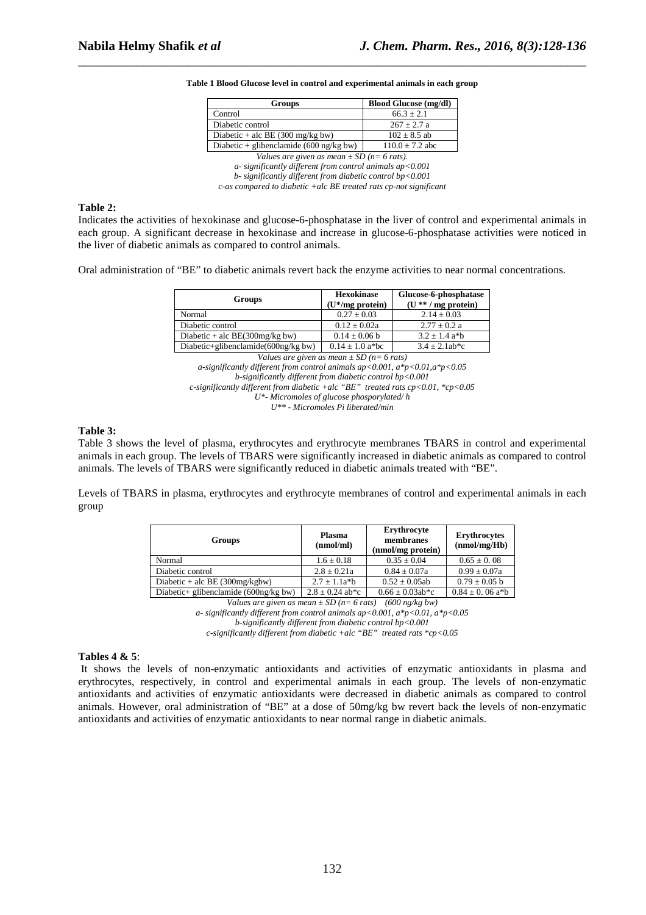**Table 1 Blood Glucose level in control and experimental animals in each group**

| Groups | Blood Glucose (mg/dl) |
|---|---|
| Control | 66.3 ± 2.1 |
| Diabetic control | 267 ± 2.7 a |
| Diabetic + alc BE (300 mg/kg bw) | 102 ± 8.5 ab |
| Diabetic + glibenclamide (600 ng/kg bw) | 110.0 ± 7.2 abc |

*Values are given as mean ± SD (n= 6 rats).*
*a- significantly different from control animals ap<0.001*
*b- significantly different from diabetic control bp<0.001*
*c-as compared to diabetic +alc BE treated rats cp-not significant*

**Table 2:**

Indicates the activities of hexokinase and glucose-6-phosphatase in the liver of control and experimental animals in each group. A significant decrease in hexokinase and increase in glucose-6-phosphatase activities were noticed in the liver of diabetic animals as compared to control animals.

Oral administration of "BE" to diabetic animals revert back the enzyme activities to near normal concentrations.

| Groups | Hexokinase (U*/mg protein) | Glucose-6-phosphatase (U ** / mg protein) |
|---|---|---|
| Normal | 0.27 ± 0.03 | 2.14 ± 0.03 |
| Diabetic control | 0.12 ± 0.02a | 2.77 ± 0.2 a |
| Diabetic + alc BE(300mg/kg bw) | 0.14 ± 0.06 b | 3.2 ± 1.4 a*b |
| Diabetic+glibenclamide(600ng/kg bw) | 0.14 ± 1.0 a*bc | 3.4 ± 2.1ab*c |

*Values are given as mean ± SD (n= 6 rats)*
*a-significantly different from control animals ap<0.001, a*p<0.01,a*p<0.05*
*b-significantly different from diabetic control bp<0.001*
*c-significantly different from diabetic +alc "BE" treated rats cp<0.01, *cp<0.05*
*U*- Micromoles of glucose phosporylated/ h*
*U** - Micromoles Pi liberated/min*

**Table 3:**

Table 3 shows the level of plasma, erythrocytes and erythrocyte membranes TBARS in control and experimental animals in each group. The levels of TBARS were significantly increased in diabetic animals as compared to control animals. The levels of TBARS were significantly reduced in diabetic animals treated with "BE".

Levels of TBARS in plasma, erythrocytes and erythrocyte membranes of control and experimental animals in each group

| Groups | Plasma (nmol/ml) | Erythrocyte membranes (nmol/mg protein) | Erythrocytes (nmol/mg/Hb) |
|---|---|---|---|
| Normal | 1.6 ± 0.18 | 0.35 ± 0.04 | 0.65 ± 0. 08 |
| Diabetic control | 2.8 ± 0.21a | 0.84 ± 0.07a | 0.99 ± 0.07a |
| Diabetic + alc BE (300mg/kgbw) | 2.7 ± 1.1a*b | 0.52 ± 0.05ab | 0.79 ± 0.05 b |
| Diabetic+ glibenclamide (600ng/kg bw) | 2.8 ± 0.24 ab*c | 0.66 ± 0.03ab*c | 0.84 ± 0. 06 a*b |

*Values are given as mean ± SD (n= 6 rats) (600 ng/kg bw)*
*a- significantly different from control animals ap<0.001, a*p<0.01, a*p<0.05*
*b-significantly different from diabetic control bp<0.001*
*c-significantly different from diabetic +alc "BE" treated rats *cp<0.05*

**Tables 4 & 5**:

It shows the levels of non-enzymatic antioxidants and activities of enzymatic antioxidants in plasma and erythrocytes, respectively, in control and experimental animals in each group. The levels of non-enzymatic antioxidants and activities of enzymatic antioxidants were decreased in diabetic animals as compared to control animals. However, oral administration of "BE" at a dose of 50mg/kg bw revert back the levels of non-enzymatic antioxidants and activities of enzymatic antioxidants to near normal range in diabetic animals.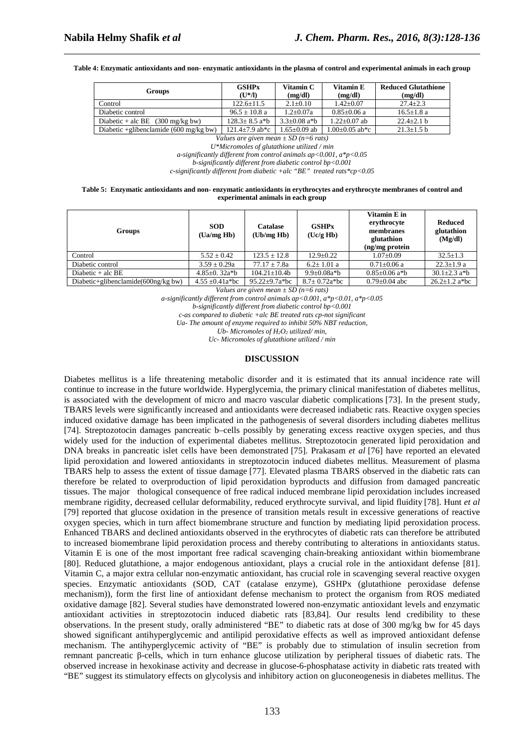**Table 4: Enzymatic antioxidants and non- enzymatic antioxidants in the plasma of control and experimental animals in each group**

| Groups | GSHPx (U*/l) | Vitamin C (mg/dl) | Vitamin E (mg/dl) | Reduced Glutathione (mg/dl) |
|---|---|---|---|---|
| Control | 122.6±11.5 | 2.1±0.10 | 1.42±0.07 | 27.4±2.3 |
| Diabetic control | 96.5 ± 10.8 a | 1.2±0.07a | 0.85±0.06 a | 16.5±1.8 a |
| Diabetic + alc BE (300 mg/kg bw) | 128.3± 8.5 a*b | 3.3±0.08 a*b | 1.22±0.07 ab | 22.4±2.1 b |
| Diabetic +glibenclamide (600 mg/kg bw) | 121.4±7.9 ab*c | 1.65±0.09 ab | 1.00±0.05 ab*c | 21.3±1.5 b |

*Values are given mean ± SD (n=6 rats)*
*U*Micromoles of glutathione utilized / min*
*a-significantly different from control animals ap<0.001, a*p<0.05*
*b-significantly different from diabetic control bp<0.001*
*c-significantly different from diabetic +alc "BE" treated rats*cp<0.05*

**Table 5: Enzymatic antioxidants and non- enzymatic antioxidants in erythrocytes and erythrocyte membranes of control and experimental animals in each group**

| Groups | SOD (Ua/mg Hb) | Catalase (Ub/mg Hb) | GSHPx (Uc/g Hb) | Vitamin E in erythrocyte membranes glutathion (ng/mg protein | Reduced glutathion (Mg/dl) |
|---|---|---|---|---|---|
| Control | 5.52 ± 0.42 | 123.5 ± 12.8 | 12.9±0.22 | 1.07±0.09 | 32.5±1.3 |
| Diabetic control | 3.59 ± 0.29a | 77.17 ± 7.8a | 6.2± 1.01 a | 0.71±0.06 a | 22.3±1.9 a |
| Diabetic + alc BE | 4.85±0. 32a*b | 104.21±10.4b | 9.9±0.08a*b | 0.85±0.06 a*b | 30.1±2.3 a*b |
| Diabetic+glibenclamide(600ng/kg bw) | 4.55 ±0.41a*bc | 95.22±9.7a*bc | 8.7± 0.72a*bc | 0.79±0.04 abc | 26.2±1.2 a*bc |

*Values are given mean ± SD (n=6 rats)*
*a-significantly different from control animals ap<0.001, a*p<0.01, a*p<0.05*
*b-significantly different from diabetic control bp<0.001*
*c-as compared to diabetic +alc BE treated rats cp-not significant*
*Ua- The amount of enzyme required to inhibit 50% NBT reduction,*
*Ub- Micromoles of $H_2O_2$ utilized/ min,*
*Uc- Micromoles of glutathione utilized / min*

## DISCUSSION

Diabetes mellitus is a life threatening metabolic disorder and it is estimated that its annual incidence rate will continue to increase in the future worldwide. Hyperglycemia, the primary clinical manifestation of diabetes mellitus, is associated with the development of micro and macro vascular diabetic complications [73]. In the present study, TBARS levels were significantly increased and antioxidants were decreased indiabetic rats. Reactive oxygen species induced oxidative damage has been implicated in the pathogenesis of several disorders including diabetes mellitus [74]. Streptozotocin damages pancreatic b–cells possibly by generating excess reactive oxygen species, and thus widely used for the induction of experimental diabetes mellitus. Streptozotocin generated lipid peroxidation and DNA breaks in pancreatic islet cells have been demonstrated [75]. Prakasam *et al* [76] have reported an elevated lipid peroxidation and lowered antioxidants in streptozotocin induced diabetes mellitus. Measurement of plasma TBARS help to assess the extent of tissue damage [77]. Elevated plasma TBARS observed in the diabetic rats can therefore be related to overproduction of lipid peroxidation byproducts and diffusion from damaged pancreatic tissues. The major thological consequence of free radical induced membrane lipid peroxidation includes increased membrane rigidity, decreased cellular deformability, reduced erythrocyte survival, and lipid fluidity [78]. Hunt *et al* [79] reported that glucose oxidation in the presence of transition metals result in excessive generations of reactive oxygen species, which in turn affect biomembrane structure and function by mediating lipid peroxidation process. Enhanced TBARS and declined antioxidants observed in the erythrocytes of diabetic rats can therefore be attributed to increased biomembrane lipid peroxidation process and thereby contributing to alterations in antioxidants status. Vitamin E is one of the most important free radical scavenging chain-breaking antioxidant within biomembrane [80]. Reduced glutathione, a major endogenous antioxidant, plays a crucial role in the antioxidant defense [81]. Vitamin C, a major extra cellular non-enzymatic antioxidant, has crucial role in scavenging several reactive oxygen species. Enzymatic antioxidants (SOD, CAT (catalase enzyme), GSHPx (glutathione peroxidase defense mechanism)), form the first line of antioxidant defense mechanism to protect the organism from ROS mediated oxidative damage [82]. Several studies have demonstrated lowered non-enzymatic antioxidant levels and enzymatic antioxidant activities in streptozotocin induced diabetic rats [83,84]. Our results lend credibility to these observations. In the present study, orally administered "BE" to diabetic rats at dose of 300 mg/kg bw for 45 days showed significant antihyperglycemic and antilipid peroxidative effects as well as improved antioxidant defense mechanism. The antihyperglycemic activity of "BE" is probably due to stimulation of insulin secretion from remnant pancreatic β-cells, which in turn enhance glucose utilization by peripheral tissues of diabetic rats. The observed increase in hexokinase activity and decrease in glucose-6-phosphatase activity in diabetic rats treated with "BE" suggest its stimulatory effects on glycolysis and inhibitory action on gluconeogenesis in diabetes mellitus. The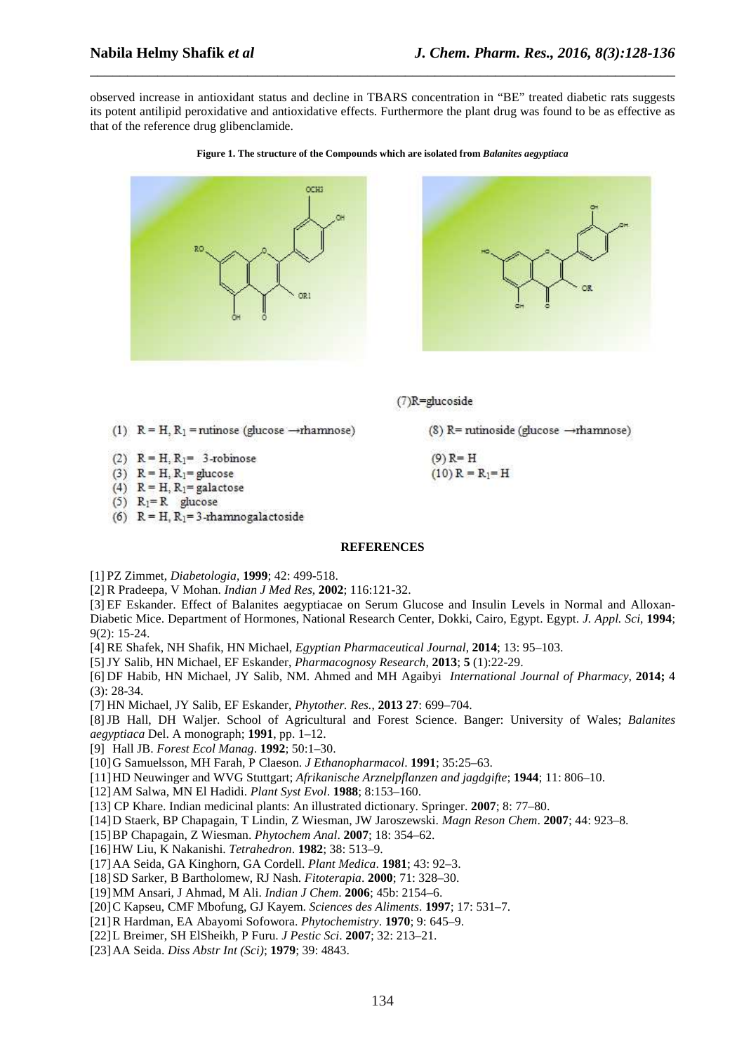observed increase in antioxidant status and decline in TBARS concentration in "BE" treated diabetic rats suggests its potent antilipid peroxidative and antioxidative effects. Furthermore the plant drug was found to be as effective as that of the reference drug glibenclamide.

**Figure 1. The structure of the Compounds which are isolated from *Balanites aegyptiaca***

(1) R = H, $R_1$ = rutinose (glucose →rhamnose)

(2) R = H, $R_1$ = 3-robinose

(3) R = H, $R_1$ = glucose

(4) R = H, $R_1$ = galactose

(5) $R_1$ = R glucose

(6) R = H, $R_1$ = 3-rhamnogalactoside

(7) R=glucoside

(8) R= rutinoside (glucose →rhamnose)

(9) R= H

(10) R = $R_1$ = H

## REFERENCES

[1] PZ Zimmet, *Diabetologia*, **1999**; 42: 499-518.

[2] R Pradeepa, V Mohan. *Indian J Med Res*, **2002**; 116:121-32.

[3] EF Eskander. Effect of Balanites aegyptiacae on Serum Glucose and Insulin Levels in Normal and Alloxan-Diabetic Mice. Department of Hormones, National Research Center, Dokki, Cairo, Egypt. Egypt. *J. Appl. Sci*, **1994**; 9(2): 15-24.

[4] RE Shafek, NH Shafik, HN Michael, *Egyptian Pharmaceutical Journal*, **2014**; 13: 95–103.

[5] JY Salib, HN Michael, EF Eskander, *Pharmacognosy Research*, **2013**; **5** (1):22-29.

[6] DF Habib, HN Michael, JY Salib, NM. Ahmed and MH Agaibyi *International Journal of Pharmacy*, **2014;** 4 (3): 28-34.

[7] HN Michael, JY Salib, EF Eskander, *Phytother. Res.*, **2013 27**: 699–704.

[8] JB Hall, DH Waljer. School of Agricultural and Forest Science. Banger: University of Wales; *Balanites aegyptiaca* Del. A monograph; **1991**, pp. 1–12.

[9] Hall JB. *Forest Ecol Manag*. **1992**; 50:1–30.

[10] G Samuelsson, MH Farah, P Claeson. *J Ethanopharmacol*. **1991**; 35:25–63.

[11] HD Neuwinger and WVG Stuttgart; *Afrikanische Arznelpflanzen and jagdgifte*; **1944**; 11: 806–10.

[12] AM Salwa, MN El Hadidi. *Plant Syst Evol*. **1988**; 8:153–160.

[13] CP Khare. Indian medicinal plants: An illustrated dictionary. Springer. **2007**; 8: 77–80.

[14] D Staerk, BP Chapagain, T Lindin, Z Wiesman, JW Jaroszewski. *Magn Reson Chem*. **2007**; 44: 923–8.

[15] BP Chapagain, Z Wiesman. *Phytochem Anal*. **2007**; 18: 354–62.

[16] HW Liu, K Nakanishi. *Tetrahedron*. **1982**; 38: 513–9.

[17] AA Seida, GA Kinghorn, GA Cordell. *Plant Medica*. **1981**; 43: 92–3.

[18] SD Sarker, B Bartholomew, RJ Nash. *Fitoterapia*. **2000**; 71: 328–30.

[19] MM Ansari, J Ahmad, M Ali. *Indian J Chem*. **2006**; 45b: 2154–6.

[20] C Kapseu, CMF Mbofung, GJ Kayem. *Sciences des Aliments*. **1997**; 17: 531–7.

[21] R Hardman, EA Abayomi Sofowora. *Phytochemistry*. **1970**; 9: 645–9.

[22] L Breimer, SH ElSheikh, P Furu. *J Pestic Sci*. **2007**; 32: 213–21.

[23] AA Seida. *Diss Abstr Int (Sci)*; **1979**; 39: 4843.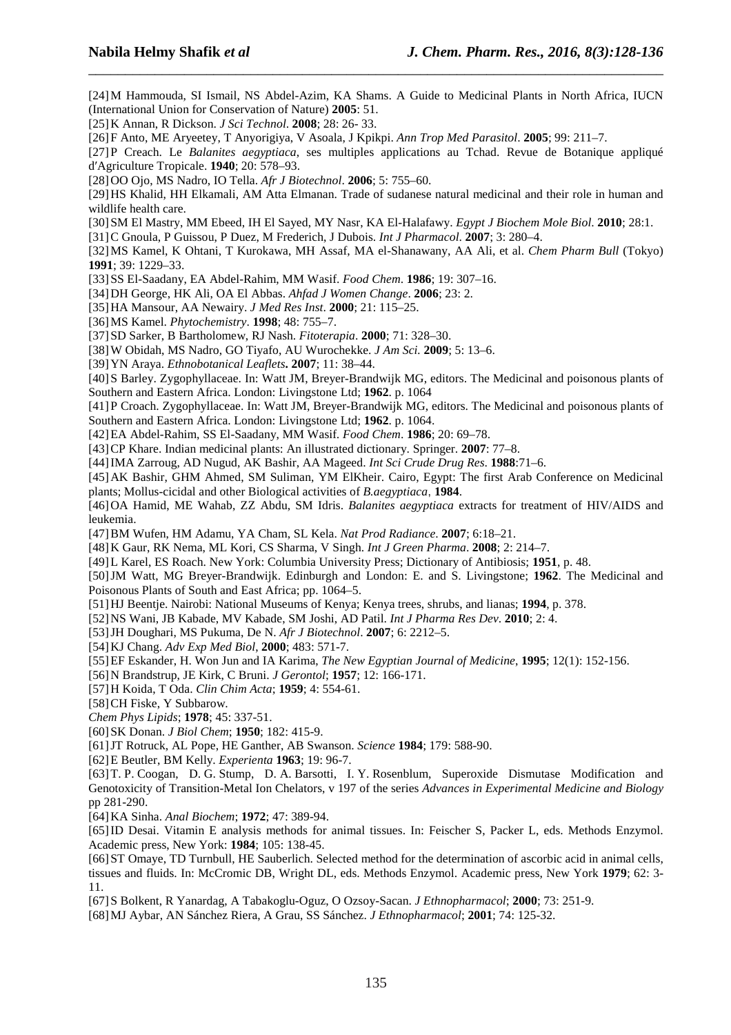[24] M Hammouda, SI Ismail, NS Abdel-Azim, KA Shams. A Guide to Medicinal Plants in North Africa, IUCN (International Union for Conservation of Nature) **2005**: 51.

[25] K Annan, R Dickson. *J Sci Technol*. **2008**; 28: 26- 33.

[26] F Anto, ME Aryeetey, T Anyorigiya, V Asoala, J Kpikpi. *Ann Trop Med Parasitol*. **2005**; 99: 211–7.

[27] P Creach. Le *Balanites aegyptiaca*, ses multiples applications au Tchad. Revue de Botanique appliqué d′Agriculture Tropicale. **1940**; 20: 578–93.

[28] OO Ojo, MS Nadro, IO Tella. *Afr J Biotechnol*. **2006**; 5: 755–60.

[29] HS Khalid, HH Elkamali, AM Atta Elmanan. Trade of sudanese natural medicinal and their role in human and wildlife health care.

[30] SM El Mastry, MM Ebeed, IH El Sayed, MY Nasr, KA El-Halafawy. *Egypt J Biochem Mole Biol*. **2010**; 28:1.

[31] C Gnoula, P Guissou, P Duez, M Frederich, J Dubois. *Int J Pharmacol*. **2007**; 3: 280–4.

[32] MS Kamel, K Ohtani, T Kurokawa, MH Assaf, MA el-Shanawany, AA Ali, et al. *Chem Pharm Bull* (Tokyo) **1991**; 39: 1229–33.

[33] SS El-Saadany, EA Abdel-Rahim, MM Wasif. *Food Chem*. **1986**; 19: 307–16.

[34] DH George, HK Ali, OA El Abbas. *Ahfad J Women Change*. **2006**; 23: 2.

[35] HA Mansour, AA Newairy. *J Med Res Inst*. **2000**; 21: 115–25.

[36] MS Kamel. *Phytochemistry*. **1998**; 48: 755–7.

[37] SD Sarker, B Bartholomew, RJ Nash. *Fitoterapia*. **2000**; 71: 328–30.

[38] W Obidah, MS Nadro, GO Tiyafo, AU Wurochekke. *J Am Sci.* **2009**; 5: 13–6.

[39] YN Araya. *Ethnobotanical Leaflets***. 2007**; 11: 38–44.

[40] S Barley. Zygophyllaceae. In: Watt JM, Breyer-Brandwijk MG, editors. The Medicinal and poisonous plants of Southern and Eastern Africa. London: Livingstone Ltd; **1962**. p. 1064

[41] P Croach. Zygophyllaceae. In: Watt JM, Breyer-Brandwijk MG, editors. The Medicinal and poisonous plants of Southern and Eastern Africa. London: Livingstone Ltd; **1962**. p. 1064.

[42] EA Abdel-Rahim, SS El-Saadany, MM Wasif. *Food Chem*. **1986**; 20: 69–78.

[43] CP Khare. Indian medicinal plants: An illustrated dictionary. Springer. **2007**: 77–8.

[44] IMA Zarroug, AD Nugud, AK Bashir, AA Mageed. *Int Sci Crude Drug Res*. **1988**:71–6.

[45] AK Bashir, GHM Ahmed, SM Suliman, YM ElKheir. Cairo, Egypt: The first Arab Conference on Medicinal plants; Mollus-cicidal and other Biological activities of *B.aegyptiaca*, **1984**.

[46] OA Hamid, ME Wahab, ZZ Abdu, SM Idris. *Balanites aegyptiaca* extracts for treatment of HIV/AIDS and leukemia.

[47] BM Wufen, HM Adamu, YA Cham, SL Kela. *Nat Prod Radiance*. **2007**; 6:18–21.

[48] K Gaur, RK Nema, ML Kori, CS Sharma, V Singh. *Int J Green Pharma*. **2008**; 2: 214–7.

[49] L Karel, ES Roach. New York: Columbia University Press; Dictionary of Antibiosis; **1951**, p. 48.

[50] JM Watt, MG Breyer-Brandwijk. Edinburgh and London: E. and S. Livingstone; **1962**. The Medicinal and Poisonous Plants of South and East Africa; pp. 1064–5.

[51] HJ Beentje. Nairobi: National Museums of Kenya; Kenya trees, shrubs, and lianas; **1994**, p. 378.

[52] NS Wani, JB Kabade, MV Kabade, SM Joshi, AD Patil. *Int J Pharma Res Dev*. **2010**; 2: 4.

[53] JH Doughari, MS Pukuma, De N. *Afr J Biotechnol*. **2007**; 6: 2212–5.

[54] KJ Chang. *Adv Exp Med Biol*, **2000**; 483: 571-7.

[55] EF Eskander, H. Won Jun and IA Karima, *The New Egyptian Journal of Medicine*, **1995**; 12(1): 152-156.

[56] N Brandstrup, JE Kirk, C Bruni. *J Gerontol*; **1957**; 12: 166-171.

[57] H Koida, T Oda. *Clin Chim Acta*; **1959**; 4: 554-61.

[58] CH Fiske, Y Subbarow.

*Chem Phys Lipids*; **1978**; 45: 337-51.

[60] SK Donan. *J Biol Chem*; **1950**; 182: 415-9.

[61] JT Rotruck, AL Pope, HE Ganther, AB Swanson. *Science* **1984**; 179: 588-90.

[62] E Beutler, BM Kelly. *Experienta* **1963**; 19: 96-7.

[63] T. P. Coogan, D. G. Stump, D. A. Barsotti, I. Y. Rosenblum, Superoxide Dismutase Modification and Genotoxicity of Transition-Metal Ion Chelators, v 197 of the series *Advances in Experimental Medicine and Biology* pp 281-290.

[64] KA Sinha. *Anal Biochem*; **1972**; 47: 389-94.

[65] ID Desai. Vitamin E analysis methods for animal tissues. In: Feischer S, Packer L, eds. Methods Enzymol. Academic press, New York: **1984**; 105: 138-45.

[66] ST Omaye, TD Turnbull, HE Sauberlich. Selected method for the determination of ascorbic acid in animal cells, tissues and fluids. In: McCromic DB, Wright DL, eds. Methods Enzymol. Academic press, New York **1979**; 62: 3-11.

[67] S Bolkent, R Yanardag, A Tabakoglu-Oguz, O Ozsoy-Sacan. *J Ethnopharmacol*; **2000**; 73: 251-9.

[68] MJ Aybar, AN Sánchez Riera, A Grau, SS Sánchez. *J Ethnopharmacol*; **2001**; 74: 125-32.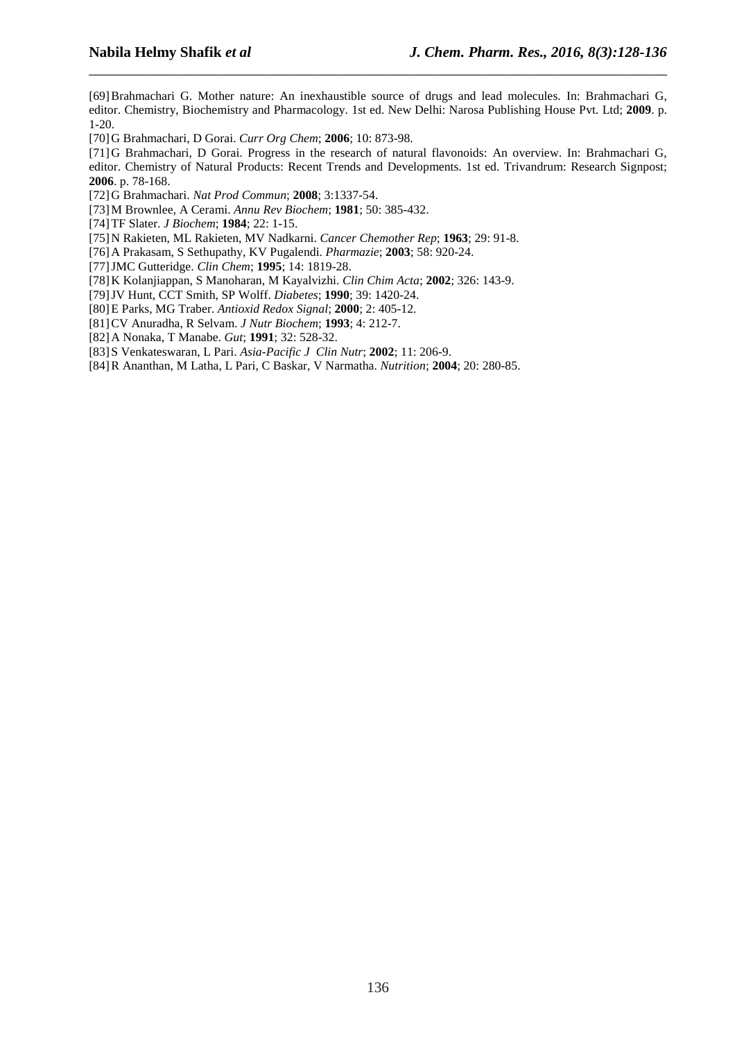[69] Brahmachari G. Mother nature: An inexhaustible source of drugs and lead molecules. In: Brahmachari G, editor. Chemistry, Biochemistry and Pharmacology. 1st ed. New Delhi: Narosa Publishing House Pvt. Ltd; **2009**. p. 1-20.

[70] G Brahmachari, D Gorai. *Curr Org Chem*; **2006**; 10: 873-98.

[71] G Brahmachari, D Gorai. Progress in the research of natural flavonoids: An overview. In: Brahmachari G, editor. Chemistry of Natural Products: Recent Trends and Developments. 1st ed. Trivandrum: Research Signpost; **2006**. p. 78-168.

[72] G Brahmachari. *Nat Prod Commun*; **2008**; 3:1337-54.

[73] M Brownlee, A Cerami. *Annu Rev Biochem*; **1981**; 50: 385-432.

[74] TF Slater. *J Biochem*; **1984**; 22: 1-15.

[75] N Rakieten, ML Rakieten, MV Nadkarni. *Cancer Chemother Rep*; **1963**; 29: 91-8.

[76] A Prakasam, S Sethupathy, KV Pugalendi. *Pharmazie*; **2003**; 58: 920-24.

[77] JMC Gutteridge. *Clin Chem*; **1995**; 14: 1819-28.

[78] K Kolanjiappan, S Manoharan, M Kayalvizhi. *Clin Chim Acta*; **2002**; 326: 143-9.

[79] JV Hunt, CCT Smith, SP Wolff. *Diabetes*; **1990**; 39: 1420-24.

[80] E Parks, MG Traber. *Antioxid Redox Signal*; **2000**; 2: 405-12.

[81] CV Anuradha, R Selvam. *J Nutr Biochem*; **1993**; 4: 212-7.

[82] A Nonaka, T Manabe. *Gut*; **1991**; 32: 528-32.

[83] S Venkateswaran, L Pari. *Asia-Pacific J Clin Nutr*; **2002**; 11: 206-9.

[84] R Ananthan, M Latha, L Pari, C Baskar, V Narmatha. *Nutrition*; **2004**; 20: 280-85.